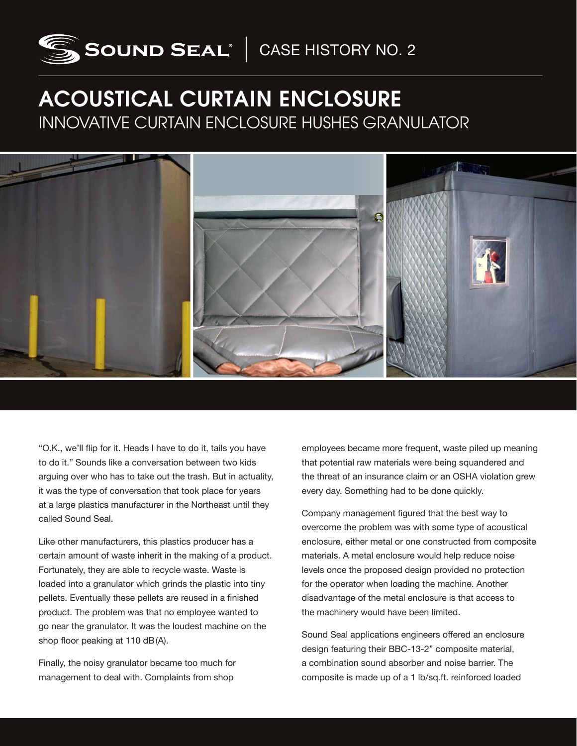SOUND SEAL® | CASE HISTORY NO. 2

# ACOUSTICAL CURTAIN ENCLOSURE

## INNOVATIVE CURTAIN ENCLOSURE HUSHES GRANULATOR

"O.K., we'll flip for it. Heads I have to do it, tails you have to do it." Sounds like a conversation between two kids arguing over who has to take out the trash. But in actuality, it was the type of conversation that took place for years at a large plastics manufacturer in the Northeast until they called Sound Seal.

Like other manufacturers, this plastics producer has a certain amount of waste inherit in the making of a product. Fortunately, they are able to recycle waste. Waste is loaded into a granulator which grinds the plastic into tiny pellets. Eventually these pellets are reused in a finished product. The problem was that no employee wanted to go near the granulator. It was the loudest machine on the shop floor peaking at 110 dB(A).

Finally, the noisy granulator became too much for management to deal with. Complaints from shop employees became more frequent, waste piled up meaning that potential raw materials were being squandered and the threat of an insurance claim or an OSHA violation grew every day. Something had to be done quickly.

Company management figured that the best way to overcome the problem was with some type of acoustical enclosure, either metal or one constructed from composite materials. A metal enclosure would help reduce noise levels once the proposed design provided no protection for the operator when loading the machine. Another disadvantage of the metal enclosure is that access to the machinery would have been limited.

Sound Seal applications engineers offered an enclosure design featuring their BBC-13-2" composite material, a combination sound absorber and noise barrier. The composite is made up of a 1 lb/sq.ft. reinforced loaded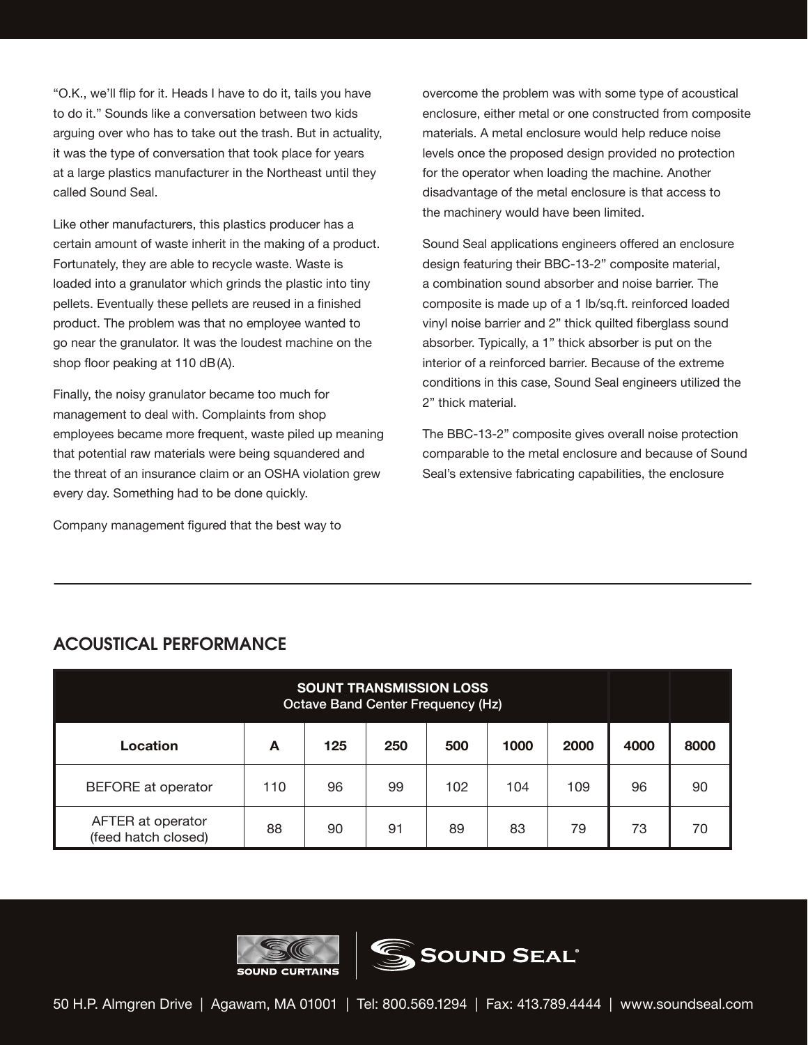"O.K., we'll flip for it. Heads I have to do it, tails you have to do it." Sounds like a conversation between two kids arguing over who has to take out the trash. But in actuality, it was the type of conversation that took place for years at a large plastics manufacturer in the Northeast until they called Sound Seal.

Like other manufacturers, this plastics producer has a certain amount of waste inherit in the making of a product. Fortunately, they are able to recycle waste. Waste is loaded into a granulator which grinds the plastic into tiny pellets. Eventually these pellets are reused in a finished product. The problem was that no employee wanted to go near the granulator. It was the loudest machine on the shop floor peaking at 110 dB(A).

Finally, the noisy granulator became too much for management to deal with. Complaints from shop employees became more frequent, waste piled up meaning that potential raw materials were being squandered and the threat of an insurance claim or an OSHA violation grew every day. Something had to be done quickly.

Company management figured that the best way to overcome the problem was with some type of acoustical enclosure, either metal or one constructed from composite materials. A metal enclosure would help reduce noise levels once the proposed design provided no protection for the operator when loading the machine. Another disadvantage of the metal enclosure is that access to the machinery would have been limited.

Sound Seal applications engineers offered an enclosure design featuring their BBC-13-2" composite material, a combination sound absorber and noise barrier. The composite is made up of a 1 lb/sq.ft. reinforced loaded vinyl noise barrier and 2" thick quilted fiberglass sound absorber. Typically, a 1" thick absorber is put on the interior of a reinforced barrier. Because of the extreme conditions in this case, Sound Seal engineers utilized the 2" thick material.

The BBC-13-2" composite gives overall noise protection comparable to the metal enclosure and because of Sound Seal's extensive fabricating capabilities, the enclosure

## ACOUSTICAL PERFORMANCE

| SOUNT TRANSMISSION LOSS Octave Band Center Frequency (Hz) | | | | | | | | |
|---|---|---|---|---|---|---|---|---|
| **Location** | **A** | **125** | **250** | **500** | **1000** | **2000** | **4000** | **8000** |
| BEFORE at operator | 110 | 96 | 99 | 102 | 104 | 109 | 96 | 90 |
| AFTER at operator (feed hatch closed) | 88 | 90 | 91 | 89 | 83 | 79 | 73 | 70 |

SOUND CURTAINS | SOUND SEAL®

50 H.P. Almgren Drive | Agawam, MA 01001 | Tel: 800.569.1294 | Fax: 413.789.4444 | www.soundseal.com